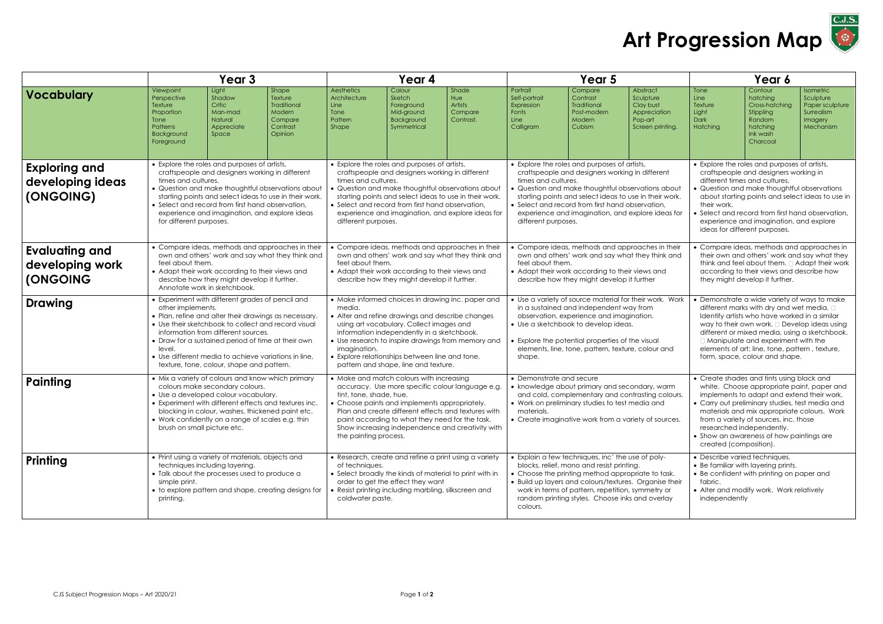# Art Progression Map

| | Year 3 | Year 4 | Year 5 | Year 6 |
|---|---|---|---|---|
| **Vocabulary** | Viewpoint, Perspective, Texture, Proportion, Tone, Patterns, Background, Foreground, Light, Shadow, Critic, Man-mad, Natural, Appreciate, Space, Shape, Texture, Traditional, Modern, Compare, Contrast, Opinion | Aesthetics, Architecture, Line, Tone, Pattern, Shape, Colour, Sketch, Foreground, Mid-ground, Background, Symmetrical, Shade, Hue, Artists, Compare, Contrast. | Portrait, Self-portrait, Expression, Fonts, Line, Calligram, Compare, Contrast, Traditional, Post-modern, Modern, Cubism, Abstract, Sculpture, Clay bust, Appreciation, Pop-art, Screen printing. | Tone, Line, Texture, Light, Dark, Hatching, Contour hatching, Cross-hatching, Stippling, Random hatching, Ink wash, Charcoal, Isometric, Sculpture, Paper sculpture, Surrealism, Imagery, Mechanism |
| **Exploring and developing ideas (ONGOING)** | • Explore the roles and purposes of artists, craftspeople and designers working in different times and cultures.<br>• Question and make thoughtful observations about starting points and select ideas to use in their work.<br>• Select and record from first hand observation, experience and imagination, and explore ideas for different purposes. | • Explore the roles and purposes of artists, craftspeople and designers working in different times and cultures.<br>• Question and make thoughtful observations about starting points and select ideas to use in their work.<br>• Select and record from first hand observation, experience and imagination, and explore ideas for different purposes. | • Explore the roles and purposes of artists, craftspeople and designers working in different times and cultures.<br>• Question and make thoughtful observations about starting points and select ideas to use in their work.<br>• Select and record from first hand observation, experience and imagination, and explore ideas for different purposes. | • Explore the roles and purposes of artists, craftspeople and designers working in different times and cultures.<br>• Question and make thoughtful observations about starting points and select ideas to use in their work.<br>• Select and record from first hand observation, experience and imagination, and explore ideas for different purposes. |
| **Evaluating and developing work (ONGOING** | • Compare ideas, methods and approaches in their own and others' work and say what they think and feel about them.<br>• Adapt their work according to their views and describe how they might develop it further. Annotate work in sketchbook. | • Compare ideas, methods and approaches in their own and others' work and say what they think and feel about them.<br>• Adapt their work according to their views and describe how they might develop it further. | • Compare ideas, methods and approaches in their own and others' work and say what they think and feel about them.<br>• Adapt their work according to their views and describe how they might develop it further | • Compare ideas, methods and approaches in their own and others' work and say what they think and feel about them.  Adapt their work according to their views and describe how they might develop it further. |
| **Drawing** | • Experiment with different grades of pencil and other implements.<br>• Plan, refine and alter their drawings as necessary.<br>• Use their sketchbook to collect and record visual information from different sources.<br>• Draw for a sustained period of time at their own level.<br>• Use different media to achieve variations in line, texture, tone, colour, shape and pattern. | • Make informed choices in drawing inc. paper and media.<br>• Alter and refine drawings and describe changes using art vocabulary. Collect images and information independently in a sketchbook.<br>• Use research to inspire drawings from memory and imagination.<br>• Explore relationships between line and tone, pattern and shape, line and texture. | • Use a variety of source material for their work. Work in a sustained and independent way from observation, experience and imagination.<br>• Use a sketchbook to develop ideas.<br>• Explore the potential properties of the visual elements, line, tone, pattern, texture, colour and shape. | • Demonstrate a wide variety of ways to make different marks with dry and wet media.  Identify artists who have worked in a similar way to their own work.  Develop ideas using different or mixed media, using a sketchbook.  Manipulate and experiment with the elements of art: line, tone, pattern , texture, form, space, colour and shape. |
| **Painting** | • Mix a variety of colours and know which primary colours make secondary colours.<br>• Use a developed colour vocabulary.<br>• Experiment with different effects and textures inc. blocking in colour, washes, thickened paint etc.<br>• Work confidently on a range of scales e.g. thin brush on small picture etc. | • Make and match colours with increasing accuracy. Use more specific colour language e.g. tint, tone, shade, hue.<br>• Choose paints and implements appropriately. Plan and create different effects and textures with paint according to what they need for the task. Show increasing independence and creativity with the painting process. | • Demonstrate and secure<br>• knowledge about primary and secondary, warm and cold, complementary and contrasting colours.<br>• Work on preliminary studies to test media and materials.<br>• Create imaginative work from a variety of sources. | • Create shades and tints using black and white. Choose appropriate paint, paper and implements to adapt and extend their work.<br>• Carry out preliminary studies, test media and materials and mix appropriate colours. Work from a variety of sources, inc. those researched independently.<br>• Show an awareness of how paintings are created (composition). |
| **Printing** | • Print using a variety of materials, objects and techniques including layering.<br>• Talk about the processes used to produce a simple print.<br>• to explore pattern and shape, creating designs for printing. | • Research, create and refine a print using a variety of techniques.<br>• Select broadly the kinds of material to print with in order to get the effect they want<br>• Resist printing including marbling, silkscreen and coldwater paste. | • Explain a few techniques, inc' the use of poly-blocks, relief, mono and resist printing.<br>• Choose the printing method appropriate to task.<br>• Build up layers and colours/textures. Organise their work in terms of pattern, repetition, symmetry or random printing styles. Choose inks and overlay colours. | • Describe varied techniques.<br>• Be familiar with layering prints.<br>• Be confident with printing on paper and fabric.<br>• Alter and modify work. Work relatively independently |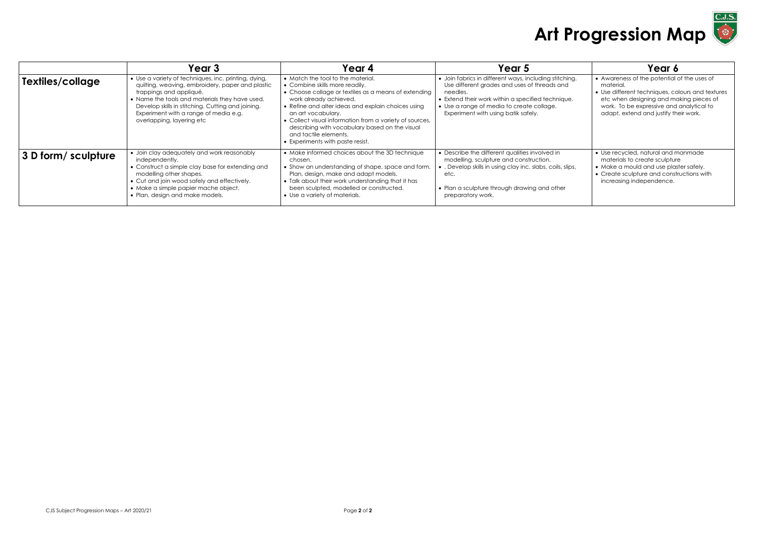# Art Progression Map

| | Year 3 | Year 4 | Year 5 | Year 6 |
|---|---|---|---|---|
| **Textiles/collage** | • Use a variety of techniques, inc. printing, dying, quilting, weaving, embroidery, paper and plastic trappings and appliqué.<br>• Name the tools and materials they have used. Develop skills in stitching. Cutting and joining. Experiment with a range of media e.g. overlapping, layering etc | • Match the tool to the material.<br>• Combine skills more readily.<br>• Choose collage or textiles as a means of extending work already achieved.<br>• Refine and alter ideas and explain choices using an art vocabulary.<br>• Collect visual information from a variety of sources, describing with vocabulary based on the visual and tactile elements.<br>• Experiments with paste resist. | • Join fabrics in different ways, including stitching. Use different grades and uses of threads and needles.<br>• Extend their work within a specified technique.<br>• Use a range of media to create collage. Experiment with using batik safely. | • Awareness of the potential of the uses of material.<br>• Use different techniques, colours and textures etc when designing and making pieces of work. To be expressive and analytical to adapt, extend and justify their work. |
| **3 D form/ sculpture** | • Join clay adequately and work reasonably independently.<br>• Construct a simple clay base for extending and modelling other shapes.<br>• Cut and join wood safely and effectively.<br>• Make a simple papier mache object.<br>• Plan, design and make models. | • Make informed choices about the 3D technique chosen.<br>• Show an understanding of shape, space and form. Plan, design, make and adapt models.<br>• Talk about their work understanding that it has been sculpted, modelled or constructed.<br>• Use a variety of materials. | • Describe the different qualities involved in modelling, sculpture and construction.<br>• . Develop skills in using clay inc. slabs, coils, slips, etc.<br>• Plan a sculpture through drawing and other preparatory work. | • Use recycled, natural and manmade materials to create sculpture<br>• Make a mould and use plaster safely.<br>• Create sculpture and constructions with increasing independence. |